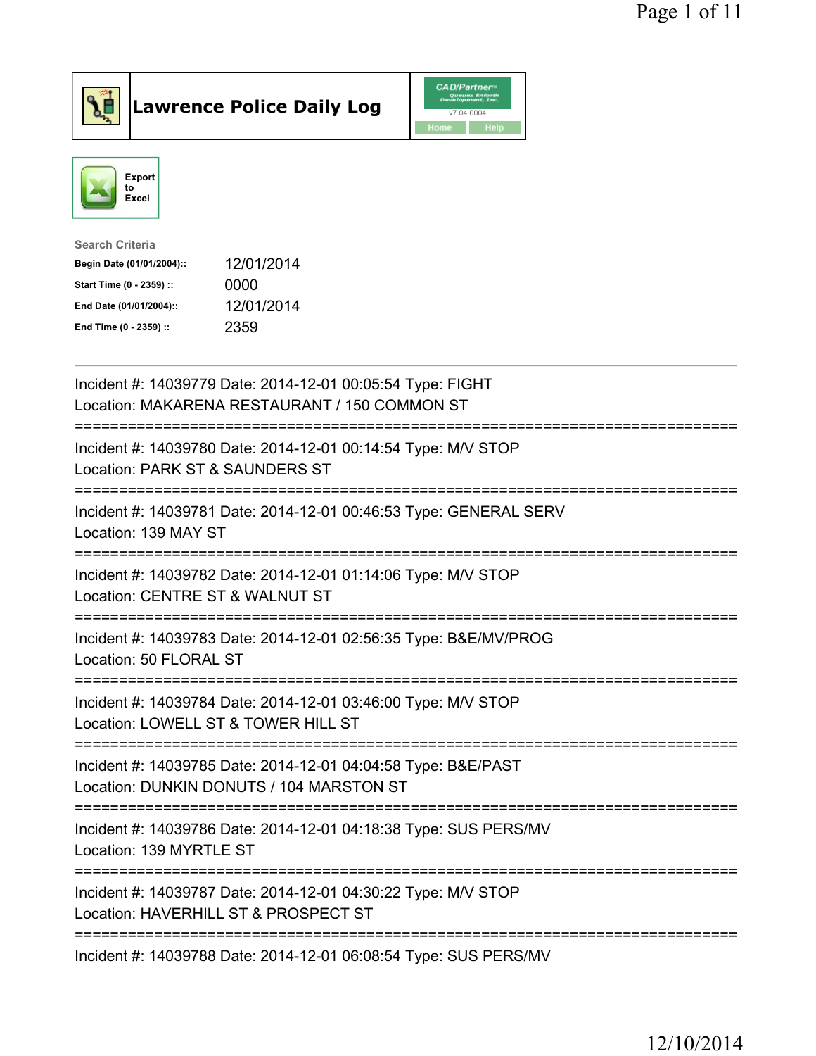# Lawrence Police Daily Log

CAD/Partner v7.04.0004

Home | Help

Export to Excel

**Search Criteria**

| | |
|---|---|
| **Begin Date (01/01/2004)::** | 12/01/2014 |
| **Start Time (0 - 2359) ::** | 0000 |
| **End Date (01/01/2004)::** | 12/01/2014 |
| **End Time (0 - 2359) ::** | 2359 |

---

Incident #: 14039779 Date: 2014-12-01 00:05:54 Type: FIGHT
Location: MAKARENA RESTAURANT / 150 COMMON ST

===========================================================================

Incident #: 14039780 Date: 2014-12-01 00:14:54 Type: M/V STOP
Location: PARK ST & SAUNDERS ST

===========================================================================

Incident #: 14039781 Date: 2014-12-01 00:46:53 Type: GENERAL SERV
Location: 139 MAY ST

===========================================================================

Incident #: 14039782 Date: 2014-12-01 01:14:06 Type: M/V STOP
Location: CENTRE ST & WALNUT ST

===========================================================================

Incident #: 14039783 Date: 2014-12-01 02:56:35 Type: B&E/MV/PROG
Location: 50 FLORAL ST

===========================================================================

Incident #: 14039784 Date: 2014-12-01 03:46:00 Type: M/V STOP
Location: LOWELL ST & TOWER HILL ST

===========================================================================

Incident #: 14039785 Date: 2014-12-01 04:04:58 Type: B&E/PAST
Location: DUNKIN DONUTS / 104 MARSTON ST

===========================================================================

Incident #: 14039786 Date: 2014-12-01 04:18:38 Type: SUS PERS/MV
Location: 139 MYRTLE ST

===========================================================================

Incident #: 14039787 Date: 2014-12-01 04:30:22 Type: M/V STOP
Location: HAVERHILL ST & PROSPECT ST

===========================================================================

Incident #: 14039788 Date: 2014-12-01 06:08:54 Type: SUS PERS/MV

12/10/2014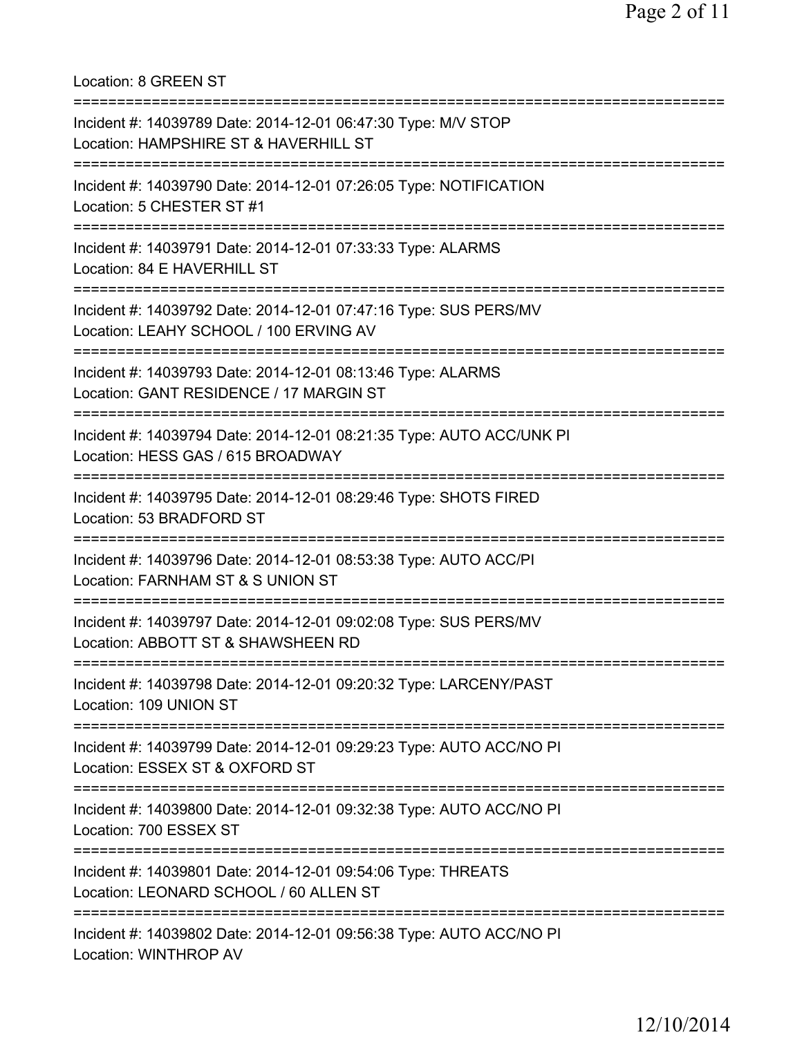Location: 8 GREEN ST

===========================================================================

Incident #: 14039789 Date: 2014-12-01 06:47:30 Type: M/V STOP
Location: HAMPSHIRE ST & HAVERHILL ST

===========================================================================

Incident #: 14039790 Date: 2014-12-01 07:26:05 Type: NOTIFICATION
Location: 5 CHESTER ST #1

===========================================================================

Incident #: 14039791 Date: 2014-12-01 07:33:33 Type: ALARMS
Location: 84 E HAVERHILL ST

===========================================================================

Incident #: 14039792 Date: 2014-12-01 07:47:16 Type: SUS PERS/MV
Location: LEAHY SCHOOL / 100 ERVING AV

===========================================================================

Incident #: 14039793 Date: 2014-12-01 08:13:46 Type: ALARMS
Location: GANT RESIDENCE / 17 MARGIN ST

===========================================================================

Incident #: 14039794 Date: 2014-12-01 08:21:35 Type: AUTO ACC/UNK PI
Location: HESS GAS / 615 BROADWAY

===========================================================================

Incident #: 14039795 Date: 2014-12-01 08:29:46 Type: SHOTS FIRED
Location: 53 BRADFORD ST

===========================================================================

Incident #: 14039796 Date: 2014-12-01 08:53:38 Type: AUTO ACC/PI
Location: FARNHAM ST & S UNION ST

===========================================================================

Incident #: 14039797 Date: 2014-12-01 09:02:08 Type: SUS PERS/MV
Location: ABBOTT ST & SHAWSHEEN RD

===========================================================================

Incident #: 14039798 Date: 2014-12-01 09:20:32 Type: LARCENY/PAST
Location: 109 UNION ST

===========================================================================

Incident #: 14039799 Date: 2014-12-01 09:29:23 Type: AUTO ACC/NO PI
Location: ESSEX ST & OXFORD ST

===========================================================================

Incident #: 14039800 Date: 2014-12-01 09:32:38 Type: AUTO ACC/NO PI
Location: 700 ESSEX ST

===========================================================================

Incident #: 14039801 Date: 2014-12-01 09:54:06 Type: THREATS
Location: LEONARD SCHOOL / 60 ALLEN ST

===========================================================================

Incident #: 14039802 Date: 2014-12-01 09:56:38 Type: AUTO ACC/NO PI
Location: WINTHROP AV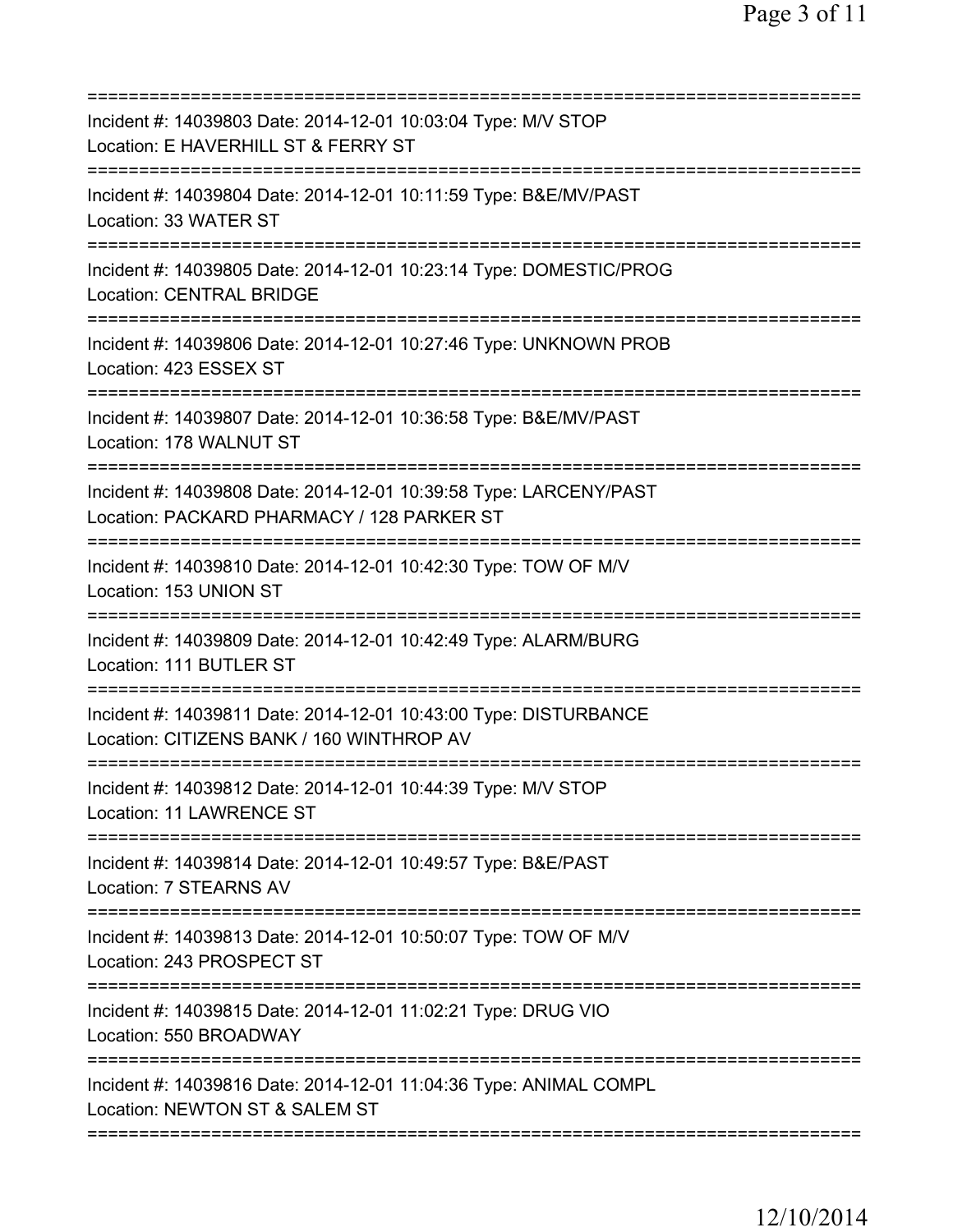Incident #: 14039803 Date: 2014-12-01 10:03:04 Type: M/V STOP
Location: E HAVERHILL ST & FERRY ST

Incident #: 14039804 Date: 2014-12-01 10:11:59 Type: B&E/MV/PAST
Location: 33 WATER ST

Incident #: 14039805 Date: 2014-12-01 10:23:14 Type: DOMESTIC/PROG
Location: CENTRAL BRIDGE

Incident #: 14039806 Date: 2014-12-01 10:27:46 Type: UNKNOWN PROB
Location: 423 ESSEX ST

Incident #: 14039807 Date: 2014-12-01 10:36:58 Type: B&E/MV/PAST
Location: 178 WALNUT ST

Incident #: 14039808 Date: 2014-12-01 10:39:58 Type: LARCENY/PAST
Location: PACKARD PHARMACY / 128 PARKER ST

Incident #: 14039810 Date: 2014-12-01 10:42:30 Type: TOW OF M/V
Location: 153 UNION ST

Incident #: 14039809 Date: 2014-12-01 10:42:49 Type: ALARM/BURG
Location: 111 BUTLER ST

Incident #: 14039811 Date: 2014-12-01 10:43:00 Type: DISTURBANCE
Location: CITIZENS BANK / 160 WINTHROP AV

Incident #: 14039812 Date: 2014-12-01 10:44:39 Type: M/V STOP
Location: 11 LAWRENCE ST

Incident #: 14039814 Date: 2014-12-01 10:49:57 Type: B&E/PAST
Location: 7 STEARNS AV

Incident #: 14039813 Date: 2014-12-01 10:50:07 Type: TOW OF M/V
Location: 243 PROSPECT ST

Incident #: 14039815 Date: 2014-12-01 11:02:21 Type: DRUG VIO
Location: 550 BROADWAY

Incident #: 14039816 Date: 2014-12-01 11:04:36 Type: ANIMAL COMPL
Location: NEWTON ST & SALEM ST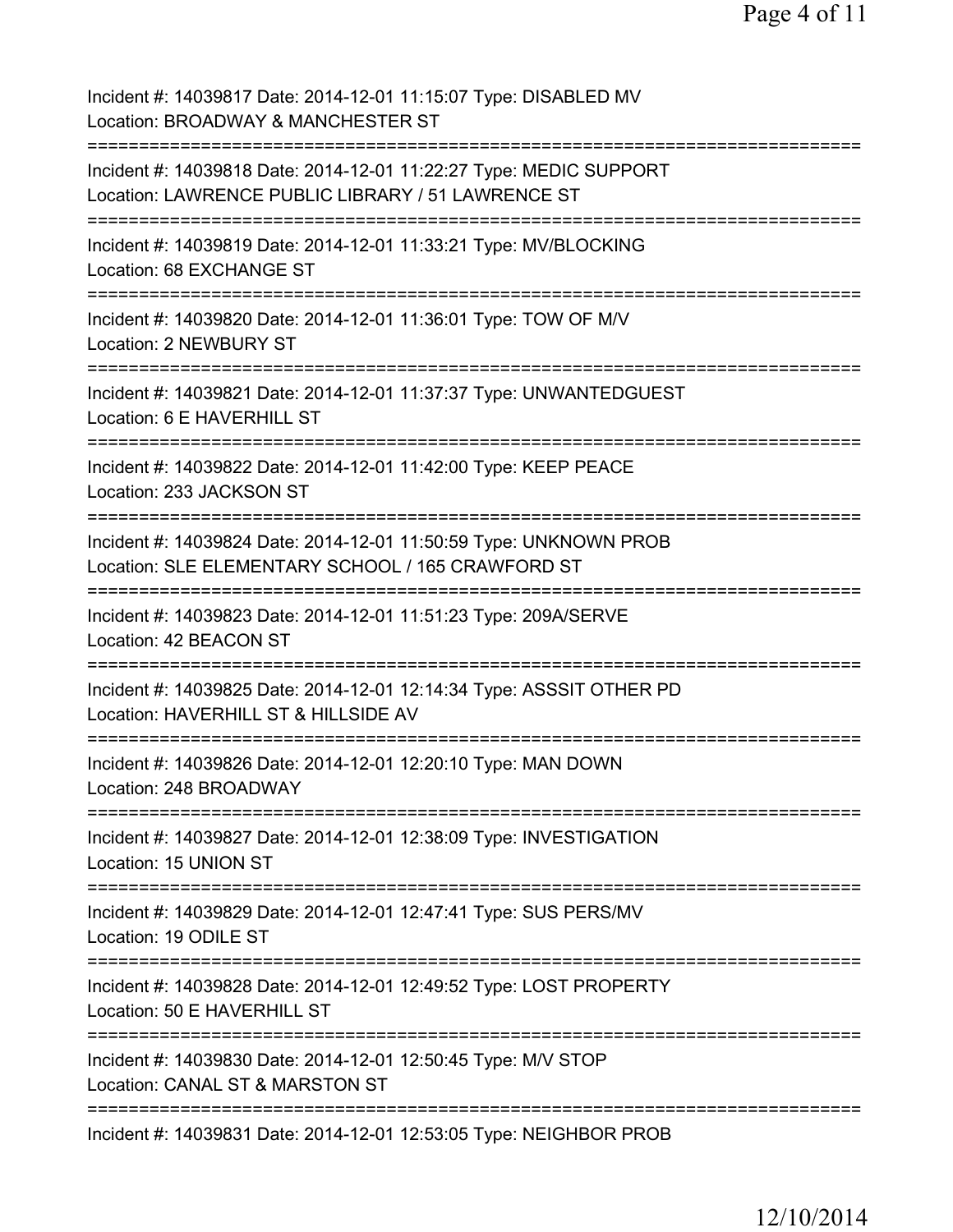Incident #: 14039817 Date: 2014-12-01 11:15:07 Type: DISABLED MV
Location: BROADWAY & MANCHESTER ST
===========================================================================
Incident #: 14039818 Date: 2014-12-01 11:22:27 Type: MEDIC SUPPORT
Location: LAWRENCE PUBLIC LIBRARY / 51 LAWRENCE ST
===========================================================================
Incident #: 14039819 Date: 2014-12-01 11:33:21 Type: MV/BLOCKING
Location: 68 EXCHANGE ST
===========================================================================
Incident #: 14039820 Date: 2014-12-01 11:36:01 Type: TOW OF M/V
Location: 2 NEWBURY ST
===========================================================================
Incident #: 14039821 Date: 2014-12-01 11:37:37 Type: UNWANTEDGUEST
Location: 6 E HAVERHILL ST
===========================================================================
Incident #: 14039822 Date: 2014-12-01 11:42:00 Type: KEEP PEACE
Location: 233 JACKSON ST
===========================================================================
Incident #: 14039824 Date: 2014-12-01 11:50:59 Type: UNKNOWN PROB
Location: SLE ELEMENTARY SCHOOL / 165 CRAWFORD ST
===========================================================================
Incident #: 14039823 Date: 2014-12-01 11:51:23 Type: 209A/SERVE
Location: 42 BEACON ST
===========================================================================
Incident #: 14039825 Date: 2014-12-01 12:14:34 Type: ASSSIT OTHER PD
Location: HAVERHILL ST & HILLSIDE AV
===========================================================================
Incident #: 14039826 Date: 2014-12-01 12:20:10 Type: MAN DOWN
Location: 248 BROADWAY
===========================================================================
Incident #: 14039827 Date: 2014-12-01 12:38:09 Type: INVESTIGATION
Location: 15 UNION ST
===========================================================================
Incident #: 14039829 Date: 2014-12-01 12:47:41 Type: SUS PERS/MV
Location: 19 ODILE ST
===========================================================================
Incident #: 14039828 Date: 2014-12-01 12:49:52 Type: LOST PROPERTY
Location: 50 E HAVERHILL ST
===========================================================================
Incident #: 14039830 Date: 2014-12-01 12:50:45 Type: M/V STOP
Location: CANAL ST & MARSTON ST
===========================================================================
Incident #: 14039831 Date: 2014-12-01 12:53:05 Type: NEIGHBOR PROB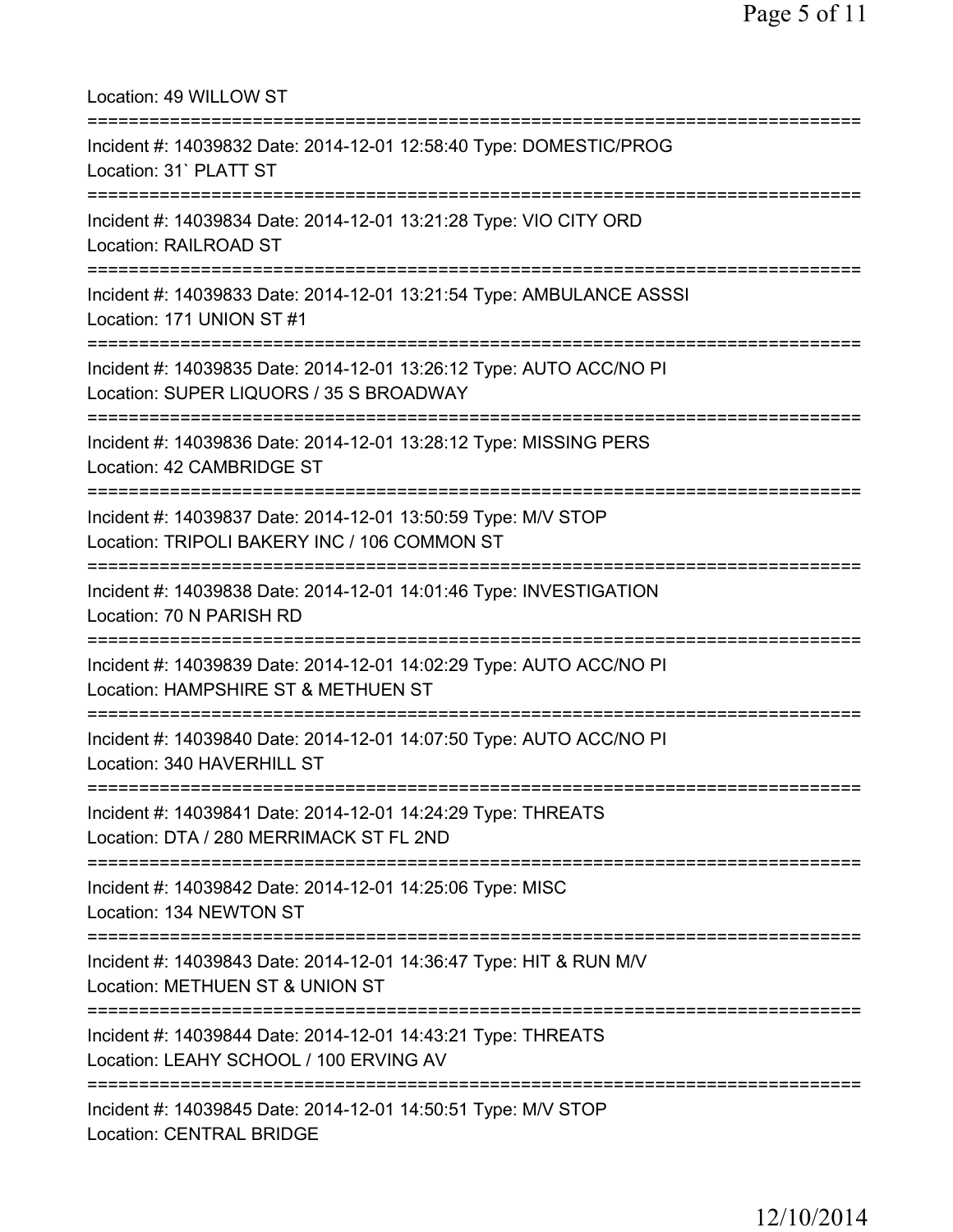Location: 49 WILLOW ST

===========================================================================

Incident #: 14039832 Date: 2014-12-01 12:58:40 Type: DOMESTIC/PROG
Location: 31` PLATT ST

===========================================================================

Incident #: 14039834 Date: 2014-12-01 13:21:28 Type: VIO CITY ORD
Location: RAILROAD ST

===========================================================================

Incident #: 14039833 Date: 2014-12-01 13:21:54 Type: AMBULANCE ASSSI
Location: 171 UNION ST #1

===========================================================================

Incident #: 14039835 Date: 2014-12-01 13:26:12 Type: AUTO ACC/NO PI
Location: SUPER LIQUORS / 35 S BROADWAY

===========================================================================

Incident #: 14039836 Date: 2014-12-01 13:28:12 Type: MISSING PERS
Location: 42 CAMBRIDGE ST

===========================================================================

Incident #: 14039837 Date: 2014-12-01 13:50:59 Type: M/V STOP
Location: TRIPOLI BAKERY INC / 106 COMMON ST

===========================================================================

Incident #: 14039838 Date: 2014-12-01 14:01:46 Type: INVESTIGATION
Location: 70 N PARISH RD

===========================================================================

Incident #: 14039839 Date: 2014-12-01 14:02:29 Type: AUTO ACC/NO PI
Location: HAMPSHIRE ST & METHUEN ST

===========================================================================

Incident #: 14039840 Date: 2014-12-01 14:07:50 Type: AUTO ACC/NO PI
Location: 340 HAVERHILL ST

===========================================================================

Incident #: 14039841 Date: 2014-12-01 14:24:29 Type: THREATS
Location: DTA / 280 MERRIMACK ST FL 2ND

===========================================================================

Incident #: 14039842 Date: 2014-12-01 14:25:06 Type: MISC
Location: 134 NEWTON ST

===========================================================================

Incident #: 14039843 Date: 2014-12-01 14:36:47 Type: HIT & RUN M/V
Location: METHUEN ST & UNION ST

===========================================================================

Incident #: 14039844 Date: 2014-12-01 14:43:21 Type: THREATS
Location: LEAHY SCHOOL / 100 ERVING AV

===========================================================================

Incident #: 14039845 Date: 2014-12-01 14:50:51 Type: M/V STOP
Location: CENTRAL BRIDGE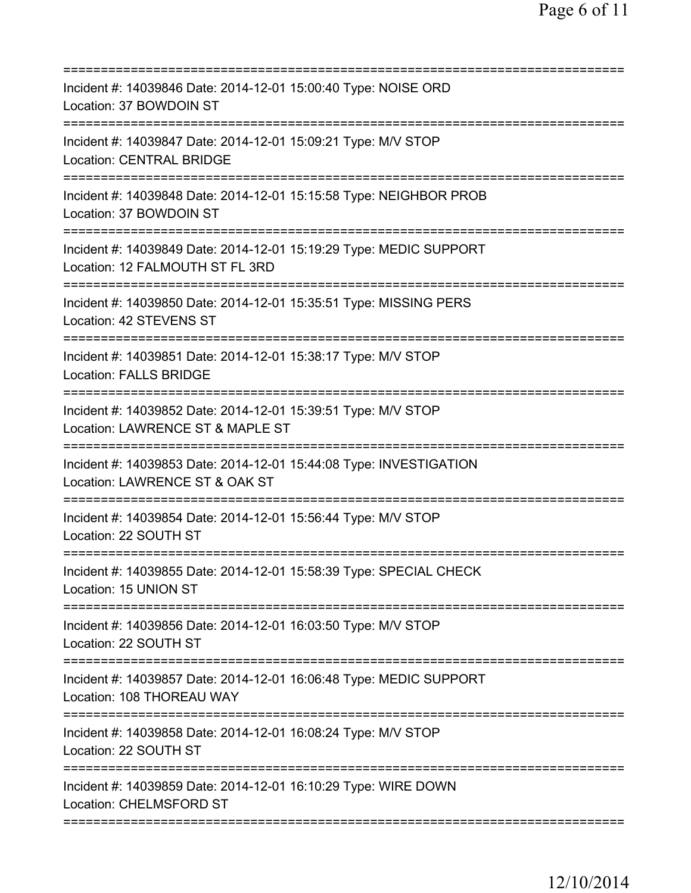===========================================================================
Incident #: 14039846 Date: 2014-12-01 15:00:40 Type: NOISE ORD
Location: 37 BOWDOIN ST
===========================================================================
Incident #: 14039847 Date: 2014-12-01 15:09:21 Type: M/V STOP
Location: CENTRAL BRIDGE
===========================================================================
Incident #: 14039848 Date: 2014-12-01 15:15:58 Type: NEIGHBOR PROB
Location: 37 BOWDOIN ST
===========================================================================
Incident #: 14039849 Date: 2014-12-01 15:19:29 Type: MEDIC SUPPORT
Location: 12 FALMOUTH ST FL 3RD
===========================================================================
Incident #: 14039850 Date: 2014-12-01 15:35:51 Type: MISSING PERS
Location: 42 STEVENS ST
===========================================================================
Incident #: 14039851 Date: 2014-12-01 15:38:17 Type: M/V STOP
Location: FALLS BRIDGE
===========================================================================
Incident #: 14039852 Date: 2014-12-01 15:39:51 Type: M/V STOP
Location: LAWRENCE ST & MAPLE ST
===========================================================================
Incident #: 14039853 Date: 2014-12-01 15:44:08 Type: INVESTIGATION
Location: LAWRENCE ST & OAK ST
===========================================================================
Incident #: 14039854 Date: 2014-12-01 15:56:44 Type: M/V STOP
Location: 22 SOUTH ST
===========================================================================
Incident #: 14039855 Date: 2014-12-01 15:58:39 Type: SPECIAL CHECK
Location: 15 UNION ST
===========================================================================
Incident #: 14039856 Date: 2014-12-01 16:03:50 Type: M/V STOP
Location: 22 SOUTH ST
===========================================================================
Incident #: 14039857 Date: 2014-12-01 16:06:48 Type: MEDIC SUPPORT
Location: 108 THOREAU WAY
===========================================================================
Incident #: 14039858 Date: 2014-12-01 16:08:24 Type: M/V STOP
Location: 22 SOUTH ST
===========================================================================
Incident #: 14039859 Date: 2014-12-01 16:10:29 Type: WIRE DOWN
Location: CHELMSFORD ST
===========================================================================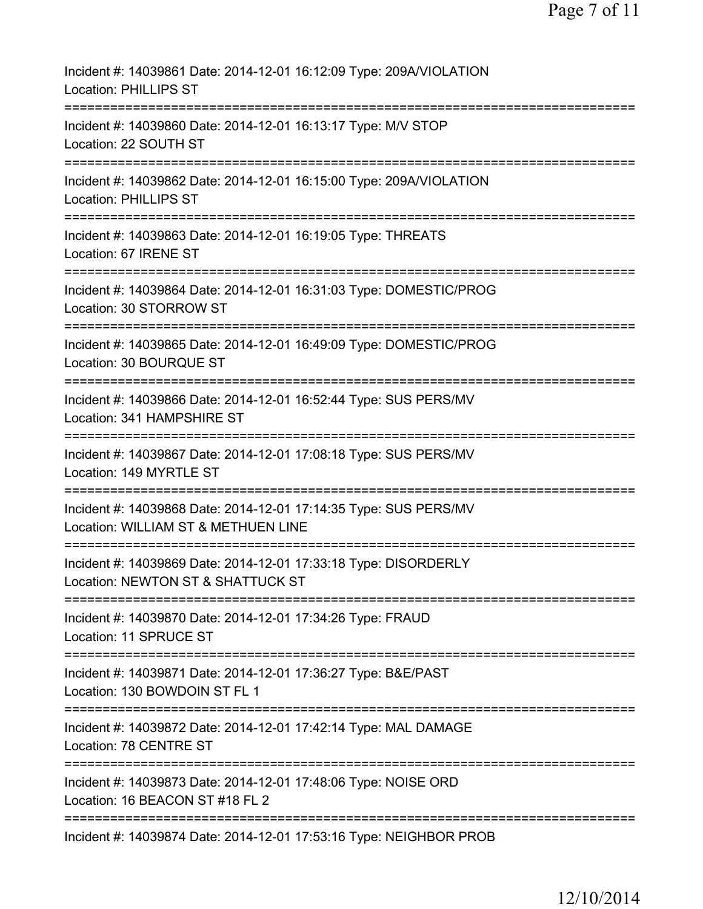Incident #: 14039861 Date: 2014-12-01 16:12:09 Type: 209A/VIOLATION
Location: PHILLIPS ST
===========================================================================
Incident #: 14039860 Date: 2014-12-01 16:13:17 Type: M/V STOP
Location: 22 SOUTH ST
===========================================================================
Incident #: 14039862 Date: 2014-12-01 16:15:00 Type: 209A/VIOLATION
Location: PHILLIPS ST
===========================================================================
Incident #: 14039863 Date: 2014-12-01 16:19:05 Type: THREATS
Location: 67 IRENE ST
===========================================================================
Incident #: 14039864 Date: 2014-12-01 16:31:03 Type: DOMESTIC/PROG
Location: 30 STORROW ST
===========================================================================
Incident #: 14039865 Date: 2014-12-01 16:49:09 Type: DOMESTIC/PROG
Location: 30 BOURQUE ST
===========================================================================
Incident #: 14039866 Date: 2014-12-01 16:52:44 Type: SUS PERS/MV
Location: 341 HAMPSHIRE ST
===========================================================================
Incident #: 14039867 Date: 2014-12-01 17:08:18 Type: SUS PERS/MV
Location: 149 MYRTLE ST
===========================================================================
Incident #: 14039868 Date: 2014-12-01 17:14:35 Type: SUS PERS/MV
Location: WILLIAM ST & METHUEN LINE
===========================================================================
Incident #: 14039869 Date: 2014-12-01 17:33:18 Type: DISORDERLY
Location: NEWTON ST & SHATTUCK ST
===========================================================================
Incident #: 14039870 Date: 2014-12-01 17:34:26 Type: FRAUD
Location: 11 SPRUCE ST
===========================================================================
Incident #: 14039871 Date: 2014-12-01 17:36:27 Type: B&E/PAST
Location: 130 BOWDOIN ST FL 1
===========================================================================
Incident #: 14039872 Date: 2014-12-01 17:42:14 Type: MAL DAMAGE
Location: 78 CENTRE ST
===========================================================================
Incident #: 14039873 Date: 2014-12-01 17:48:06 Type: NOISE ORD
Location: 16 BEACON ST #18 FL 2
===========================================================================
Incident #: 14039874 Date: 2014-12-01 17:53:16 Type: NEIGHBOR PROB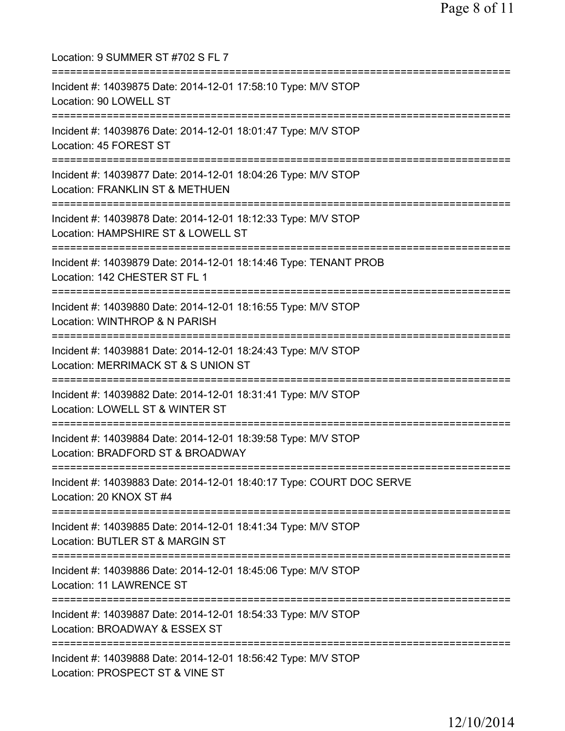Location: 9 SUMMER ST #702 S FL 7

===========================================================================

Incident #: 14039875 Date: 2014-12-01 17:58:10 Type: M/V STOP
Location: 90 LOWELL ST

===========================================================================

Incident #: 14039876 Date: 2014-12-01 18:01:47 Type: M/V STOP
Location: 45 FOREST ST

===========================================================================

Incident #: 14039877 Date: 2014-12-01 18:04:26 Type: M/V STOP
Location: FRANKLIN ST & METHUEN

===========================================================================

Incident #: 14039878 Date: 2014-12-01 18:12:33 Type: M/V STOP
Location: HAMPSHIRE ST & LOWELL ST

===========================================================================

Incident #: 14039879 Date: 2014-12-01 18:14:46 Type: TENANT PROB
Location: 142 CHESTER ST FL 1

===========================================================================

Incident #: 14039880 Date: 2014-12-01 18:16:55 Type: M/V STOP
Location: WINTHROP & N PARISH

===========================================================================

Incident #: 14039881 Date: 2014-12-01 18:24:43 Type: M/V STOP
Location: MERRIMACK ST & S UNION ST

===========================================================================

Incident #: 14039882 Date: 2014-12-01 18:31:41 Type: M/V STOP
Location: LOWELL ST & WINTER ST

===========================================================================

Incident #: 14039884 Date: 2014-12-01 18:39:58 Type: M/V STOP
Location: BRADFORD ST & BROADWAY

===========================================================================

Incident #: 14039883 Date: 2014-12-01 18:40:17 Type: COURT DOC SERVE
Location: 20 KNOX ST #4

===========================================================================

Incident #: 14039885 Date: 2014-12-01 18:41:34 Type: M/V STOP
Location: BUTLER ST & MARGIN ST

===========================================================================

Incident #: 14039886 Date: 2014-12-01 18:45:06 Type: M/V STOP
Location: 11 LAWRENCE ST

===========================================================================

Incident #: 14039887 Date: 2014-12-01 18:54:33 Type: M/V STOP
Location: BROADWAY & ESSEX ST

===========================================================================

Incident #: 14039888 Date: 2014-12-01 18:56:42 Type: M/V STOP
Location: PROSPECT ST & VINE ST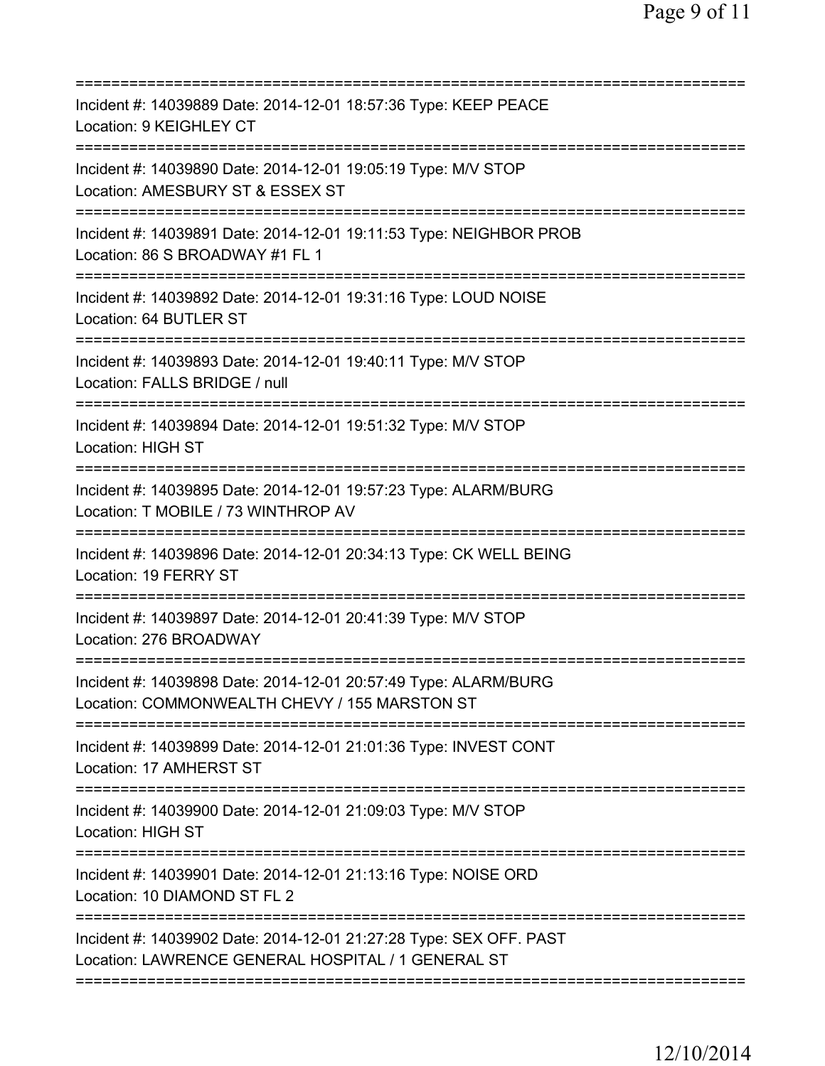===========================================================================
Incident #: 14039889 Date: 2014-12-01 18:57:36 Type: KEEP PEACE
Location: 9 KEIGHLEY CT
===========================================================================
Incident #: 14039890 Date: 2014-12-01 19:05:19 Type: M/V STOP
Location: AMESBURY ST & ESSEX ST
===========================================================================
Incident #: 14039891 Date: 2014-12-01 19:11:53 Type: NEIGHBOR PROB
Location: 86 S BROADWAY #1 FL 1
===========================================================================
Incident #: 14039892 Date: 2014-12-01 19:31:16 Type: LOUD NOISE
Location: 64 BUTLER ST
===========================================================================
Incident #: 14039893 Date: 2014-12-01 19:40:11 Type: M/V STOP
Location: FALLS BRIDGE / null
===========================================================================
Incident #: 14039894 Date: 2014-12-01 19:51:32 Type: M/V STOP
Location: HIGH ST
===========================================================================
Incident #: 14039895 Date: 2014-12-01 19:57:23 Type: ALARM/BURG
Location: T MOBILE / 73 WINTHROP AV
===========================================================================
Incident #: 14039896 Date: 2014-12-01 20:34:13 Type: CK WELL BEING
Location: 19 FERRY ST
===========================================================================
Incident #: 14039897 Date: 2014-12-01 20:41:39 Type: M/V STOP
Location: 276 BROADWAY
===========================================================================
Incident #: 14039898 Date: 2014-12-01 20:57:49 Type: ALARM/BURG
Location: COMMONWEALTH CHEVY / 155 MARSTON ST
===========================================================================
Incident #: 14039899 Date: 2014-12-01 21:01:36 Type: INVEST CONT
Location: 17 AMHERST ST
===========================================================================
Incident #: 14039900 Date: 2014-12-01 21:09:03 Type: M/V STOP
Location: HIGH ST
===========================================================================
Incident #: 14039901 Date: 2014-12-01 21:13:16 Type: NOISE ORD
Location: 10 DIAMOND ST FL 2
===========================================================================
Incident #: 14039902 Date: 2014-12-01 21:27:28 Type: SEX OFF. PAST
Location: LAWRENCE GENERAL HOSPITAL / 1 GENERAL ST
===========================================================================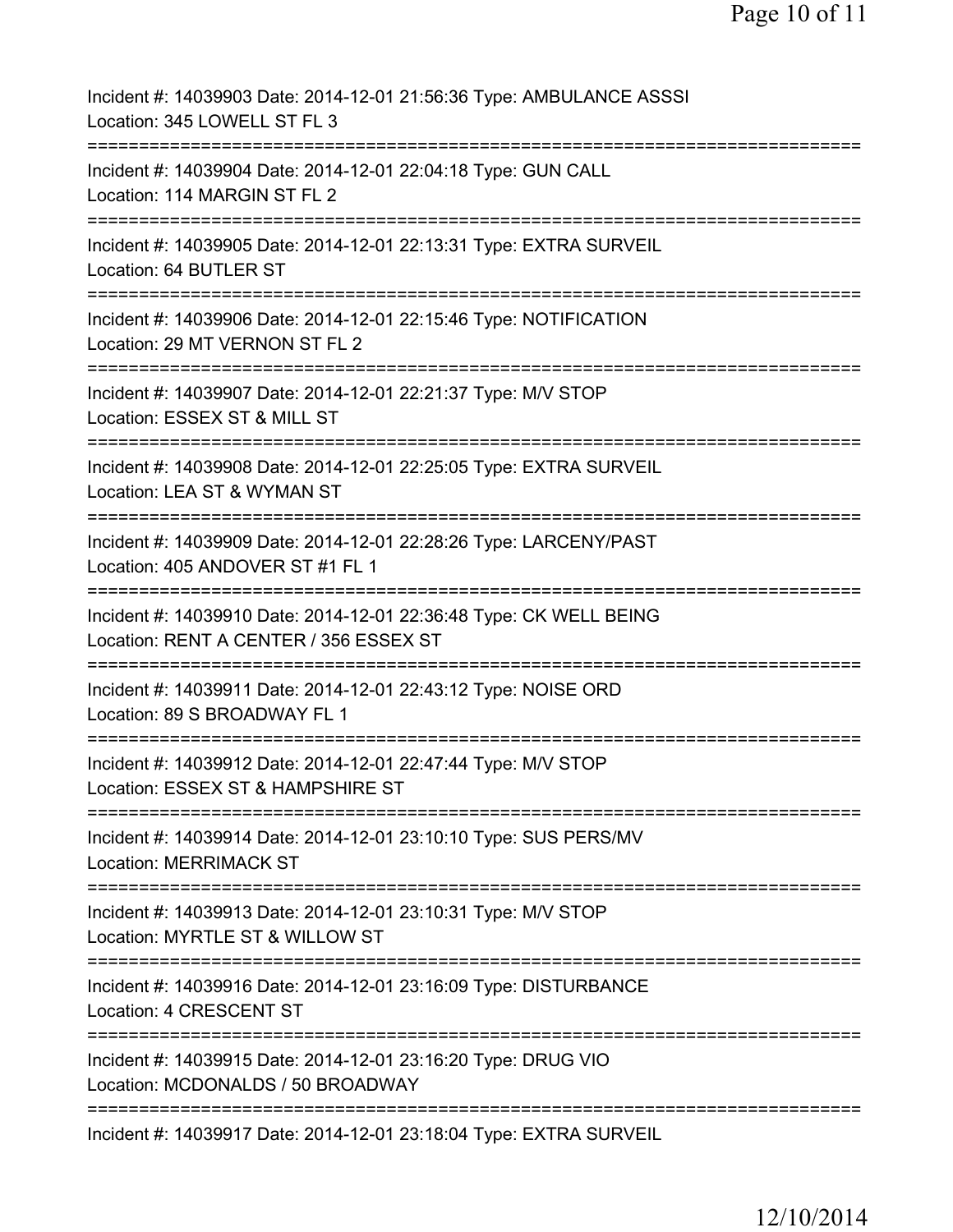Incident #: 14039903 Date: 2014-12-01 21:56:36 Type: AMBULANCE ASSSI
Location: 345 LOWELL ST FL 3

===========================================================================

Incident #: 14039904 Date: 2014-12-01 22:04:18 Type: GUN CALL
Location: 114 MARGIN ST FL 2

===========================================================================

Incident #: 14039905 Date: 2014-12-01 22:13:31 Type: EXTRA SURVEIL
Location: 64 BUTLER ST

===========================================================================

Incident #: 14039906 Date: 2014-12-01 22:15:46 Type: NOTIFICATION
Location: 29 MT VERNON ST FL 2

===========================================================================

Incident #: 14039907 Date: 2014-12-01 22:21:37 Type: M/V STOP
Location: ESSEX ST & MILL ST

===========================================================================

Incident #: 14039908 Date: 2014-12-01 22:25:05 Type: EXTRA SURVEIL
Location: LEA ST & WYMAN ST

===========================================================================

Incident #: 14039909 Date: 2014-12-01 22:28:26 Type: LARCENY/PAST
Location: 405 ANDOVER ST #1 FL 1

===========================================================================

Incident #: 14039910 Date: 2014-12-01 22:36:48 Type: CK WELL BEING
Location: RENT A CENTER / 356 ESSEX ST

===========================================================================

Incident #: 14039911 Date: 2014-12-01 22:43:12 Type: NOISE ORD
Location: 89 S BROADWAY FL 1

===========================================================================

Incident #: 14039912 Date: 2014-12-01 22:47:44 Type: M/V STOP
Location: ESSEX ST & HAMPSHIRE ST

===========================================================================

Incident #: 14039914 Date: 2014-12-01 23:10:10 Type: SUS PERS/MV
Location: MERRIMACK ST

===========================================================================

Incident #: 14039913 Date: 2014-12-01 23:10:31 Type: M/V STOP
Location: MYRTLE ST & WILLOW ST

===========================================================================

Incident #: 14039916 Date: 2014-12-01 23:16:09 Type: DISTURBANCE
Location: 4 CRESCENT ST

===========================================================================

Incident #: 14039915 Date: 2014-12-01 23:16:20 Type: DRUG VIO
Location: MCDONALDS / 50 BROADWAY

===========================================================================

Incident #: 14039917 Date: 2014-12-01 23:18:04 Type: EXTRA SURVEIL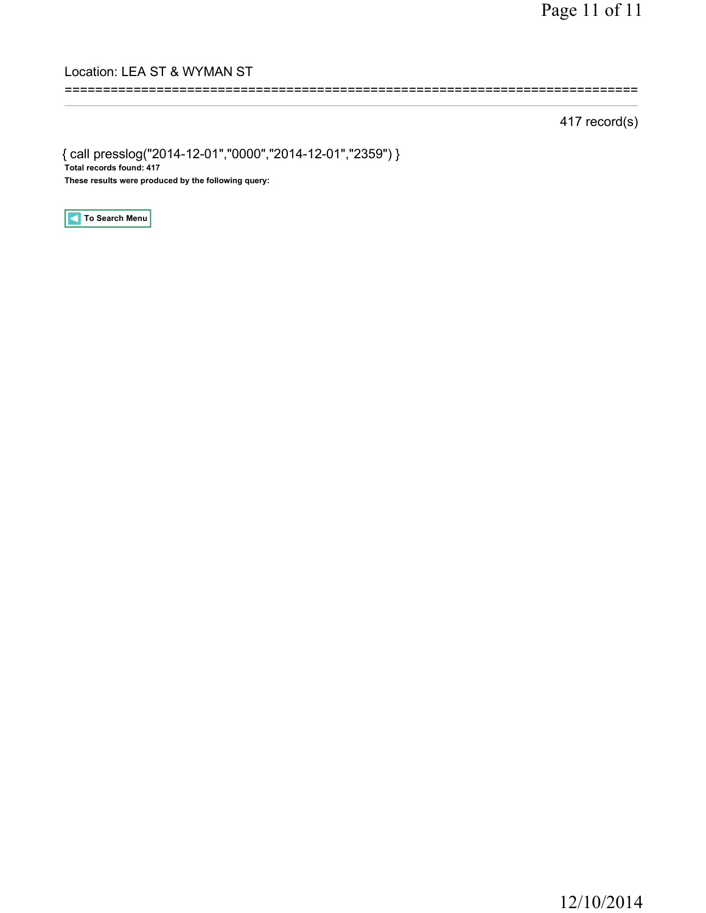Location: LEA ST & WYMAN ST

===========================================================================

417 record(s)

{ call presslog("2014-12-01","0000","2014-12-01","2359") }

**Total records found: 417**

**These results were produced by the following query:**

**To Search Menu**